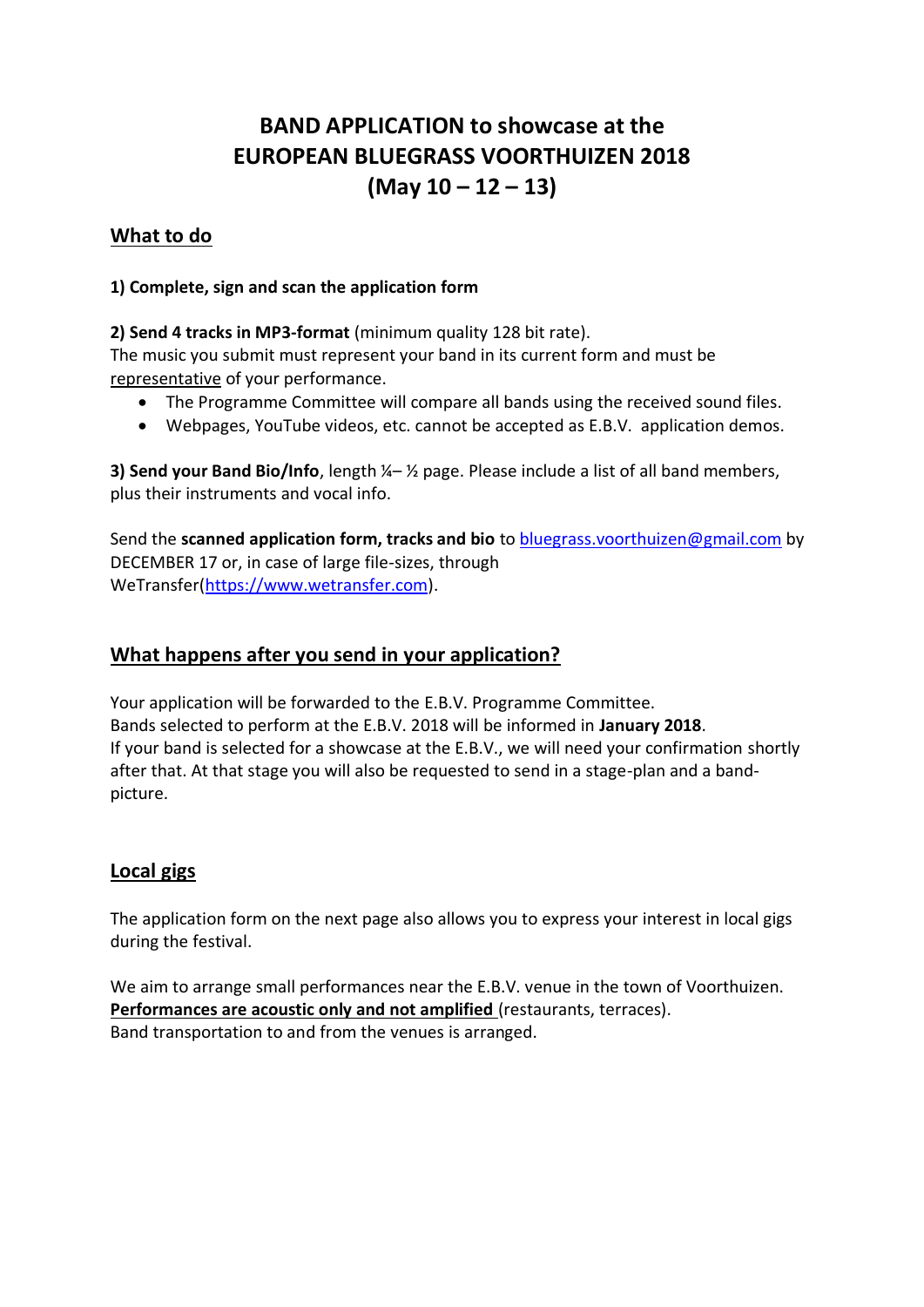# BAND APPLICATION to showcase at the EUROPEAN BLUEGRASS VOORTHUIZEN 2018 (May 10 – 12 – 13)

## What to do

**1) Complete, sign and scan the application form**

**2) Send 4 tracks in MP3-format** (minimum quality 128 bit rate).
The music you submit must represent your band in its current form and must be representative of your performance.

- The Programme Committee will compare all bands using the received sound files.
- Webpages, YouTube videos, etc. cannot be accepted as E.B.V. application demos.

**3) Send your Band Bio/Info**, length ¼– ½ page. Please include a list of all band members, plus their instruments and vocal info.

Send the **scanned application form, tracks and bio** to bluegrass.voorthuizen@gmail.com by DECEMBER 17 or, in case of large file-sizes, through WeTransfer(https://www.wetransfer.com).

## What happens after you send in your application?

Your application will be forwarded to the E.B.V. Programme Committee.
Bands selected to perform at the E.B.V. 2018 will be informed in **January 2018**.
If your band is selected for a showcase at the E.B.V., we will need your confirmation shortly after that. At that stage you will also be requested to send in a stage-plan and a band-picture.

## Local gigs

The application form on the next page also allows you to express your interest in local gigs during the festival.

We aim to arrange small performances near the E.B.V. venue in the town of Voorthuizen.
**Performances are acoustic only and not amplified** (restaurants, terraces).
Band transportation to and from the venues is arranged.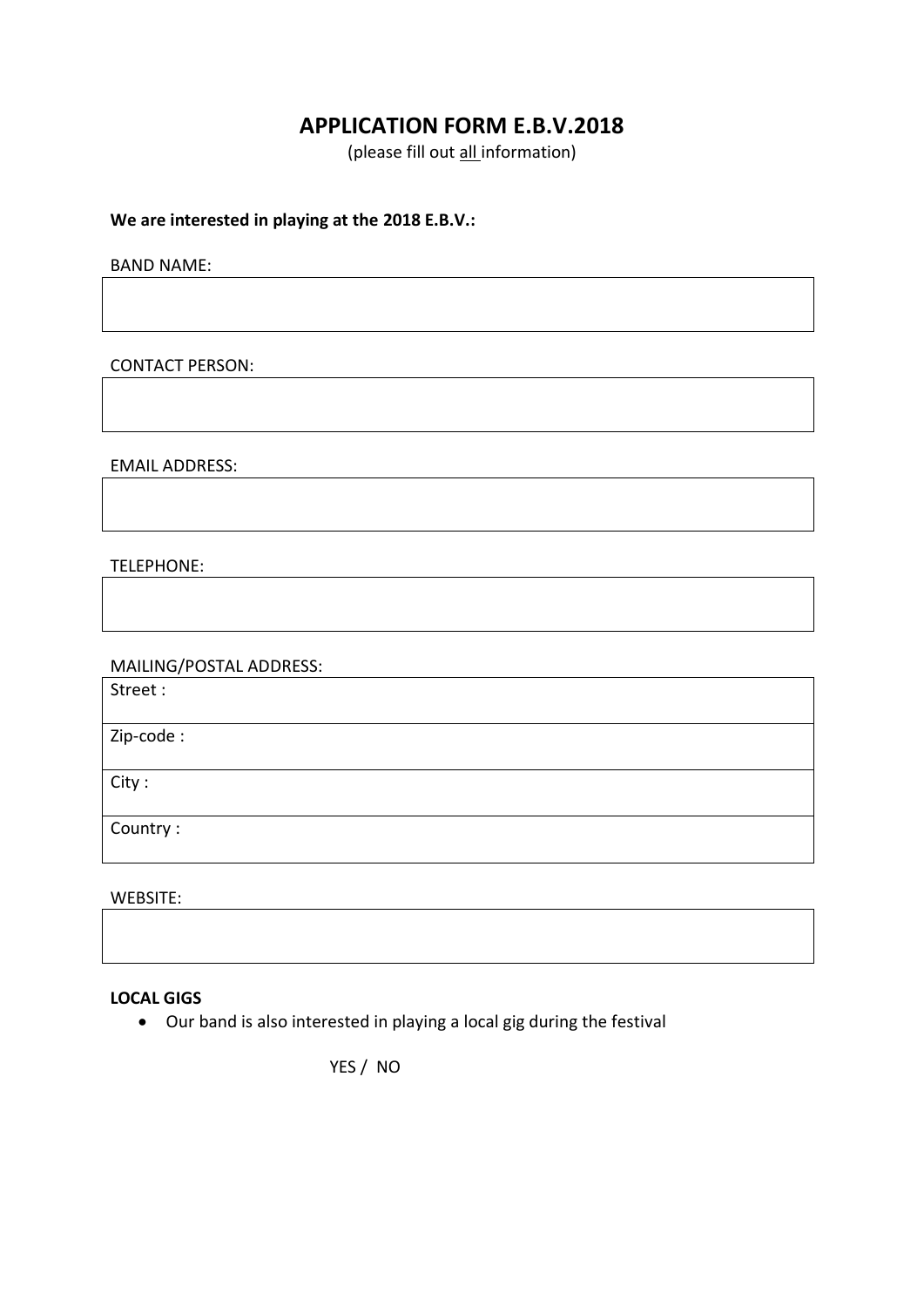# APPLICATION FORM E.B.V.2018

(please fill out all information)

**We are interested in playing at the 2018 E.B.V.:**

BAND NAME:

CONTACT PERSON:

EMAIL ADDRESS:

TELEPHONE:

MAILING/POSTAL ADDRESS:

| Street : |
|---|
| Zip-code : |
| City : |
| Country : |

WEBSITE:

**LOCAL GIGS**

- Our band is also interested in playing a local gig during the festival

YES / NO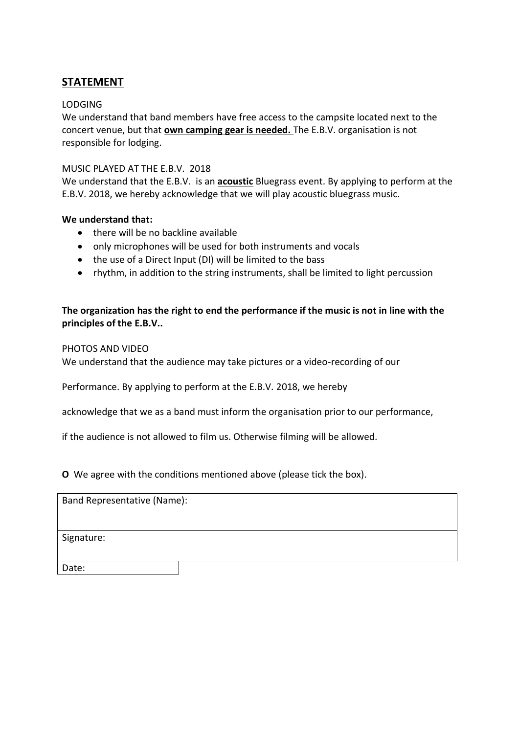## STATEMENT

LODGING
We understand that band members have free access to the campsite located next to the concert venue, but that **own camping gear is needed.** The E.B.V. organisation is not responsible for lodging.

MUSIC PLAYED AT THE E.B.V. 2018
We understand that the E.B.V. is an **acoustic** Bluegrass event. By applying to perform at the E.B.V. 2018, we hereby acknowledge that we will play acoustic bluegrass music.

**We understand that:**

- there will be no backline available
- only microphones will be used for both instruments and vocals
- the use of a Direct Input (DI) will be limited to the bass
- rhythm, in addition to the string instruments, shall be limited to light percussion

**The organization has the right to end the performance if the music is not in line with the principles of the E.B.V..**

PHOTOS AND VIDEO
We understand that the audience may take pictures or a video-recording of our

Performance. By applying to perform at the E.B.V. 2018, we hereby

acknowledge that we as a band must inform the organisation prior to our performance,

if the audience is not allowed to film us. Otherwise filming will be allowed.

**O** We agree with the conditions mentioned above (please tick the box).

| |
|---|
| Band Representative (Name): |
| Signature: |
| Date: |